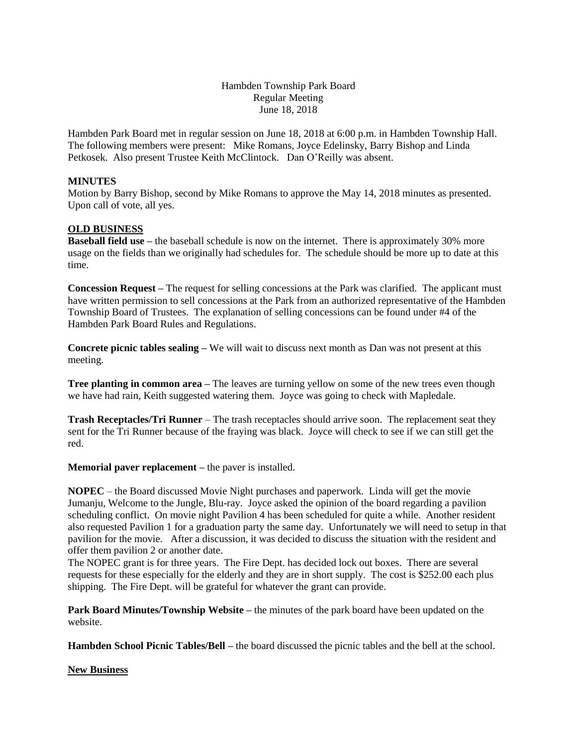Hambden Township Park Board
Regular Meeting
June 18, 2018

Hambden Park Board met in regular session on June 18, 2018 at 6:00 p.m. in Hambden Township Hall. The following members were present: Mike Romans, Joyce Edelinsky, Barry Bishop and Linda Petkosek. Also present Trustee Keith McClintock. Dan O'Reilly was absent.

**MINUTES**

Motion by Barry Bishop, second by Mike Romans to approve the May 14, 2018 minutes as presented. Upon call of vote, all yes.

**OLD BUSINESS**

**Baseball field use –** the baseball schedule is now on the internet. There is approximately 30% more usage on the fields than we originally had schedules for. The schedule should be more up to date at this time.

**Concession Request –** The request for selling concessions at the Park was clarified. The applicant must have written permission to sell concessions at the Park from an authorized representative of the Hambden Township Board of Trustees. The explanation of selling concessions can be found under #4 of the Hambden Park Board Rules and Regulations.

**Concrete picnic tables sealing –** We will wait to discuss next month as Dan was not present at this meeting.

**Tree planting in common area –** The leaves are turning yellow on some of the new trees even though we have had rain, Keith suggested watering them. Joyce was going to check with Mapledale.

**Trash Receptacles/Tri Runner** – The trash receptacles should arrive soon. The replacement seat they sent for the Tri Runner because of the fraying was black. Joyce will check to see if we can still get the red.

**Memorial paver replacement –** the paver is installed.

**NOPEC** – the Board discussed Movie Night purchases and paperwork. Linda will get the movie Jumanju, Welcome to the Jungle, Blu-ray. Joyce asked the opinion of the board regarding a pavilion scheduling conflict. On movie night Pavilion 4 has been scheduled for quite a while. Another resident also requested Pavilion 1 for a graduation party the same day. Unfortunately we will need to setup in that pavilion for the movie. After a discussion, it was decided to discuss the situation with the resident and offer them pavilion 2 or another date.

The NOPEC grant is for three years. The Fire Dept. has decided lock out boxes. There are several requests for these especially for the elderly and they are in short supply. The cost is $252.00 each plus shipping. The Fire Dept. will be grateful for whatever the grant can provide.

**Park Board Minutes/Township Website –** the minutes of the park board have been updated on the website.

**Hambden School Picnic Tables/Bell –** the board discussed the picnic tables and the bell at the school.

**New Business**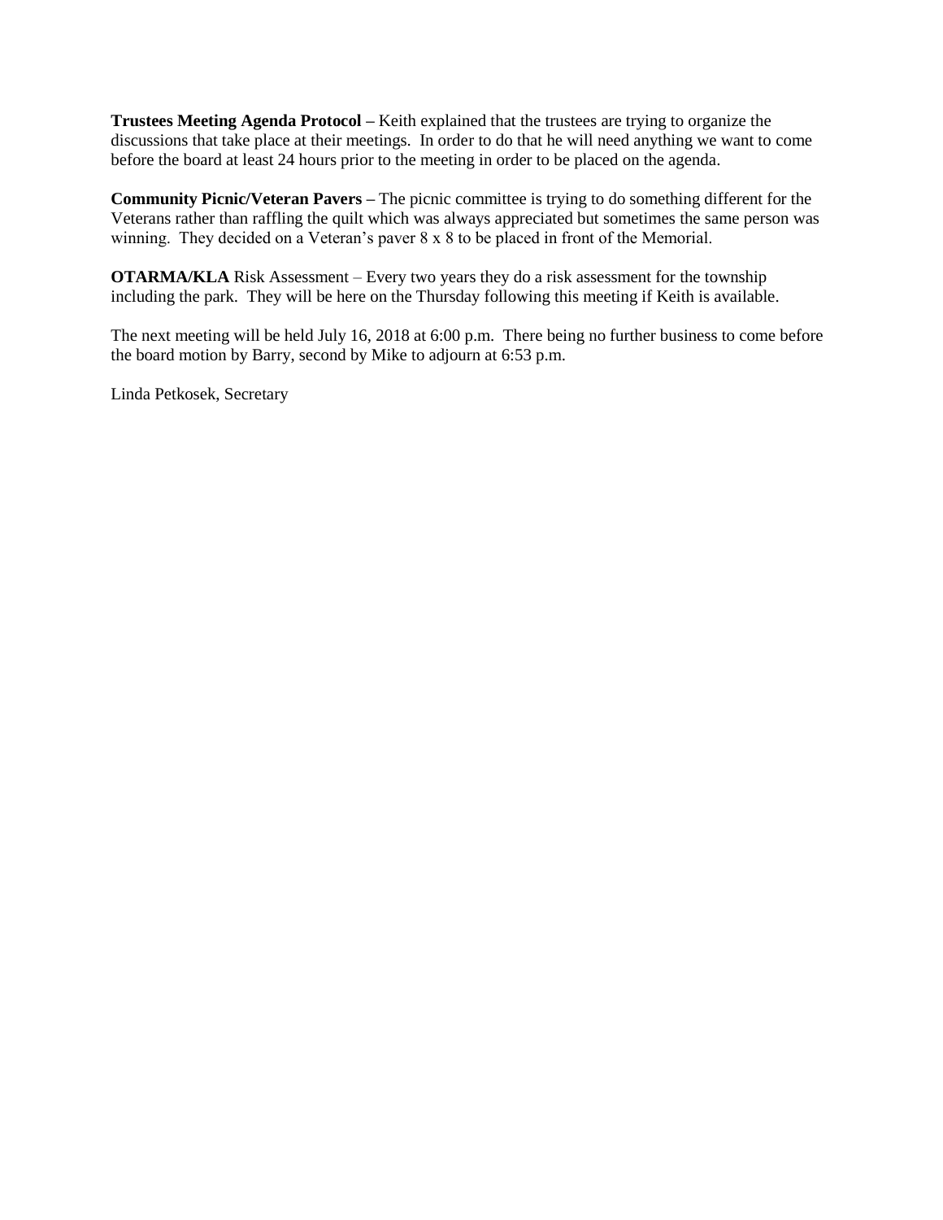**Trustees Meeting Agenda Protocol –** Keith explained that the trustees are trying to organize the discussions that take place at their meetings. In order to do that he will need anything we want to come before the board at least 24 hours prior to the meeting in order to be placed on the agenda.

**Community Picnic/Veteran Pavers –** The picnic committee is trying to do something different for the Veterans rather than raffling the quilt which was always appreciated but sometimes the same person was winning. They decided on a Veteran's paver 8 x 8 to be placed in front of the Memorial.

**OTARMA/KLA** Risk Assessment – Every two years they do a risk assessment for the township including the park. They will be here on the Thursday following this meeting if Keith is available.

The next meeting will be held July 16, 2018 at 6:00 p.m. There being no further business to come before the board motion by Barry, second by Mike to adjourn at 6:53 p.m.

Linda Petkosek, Secretary